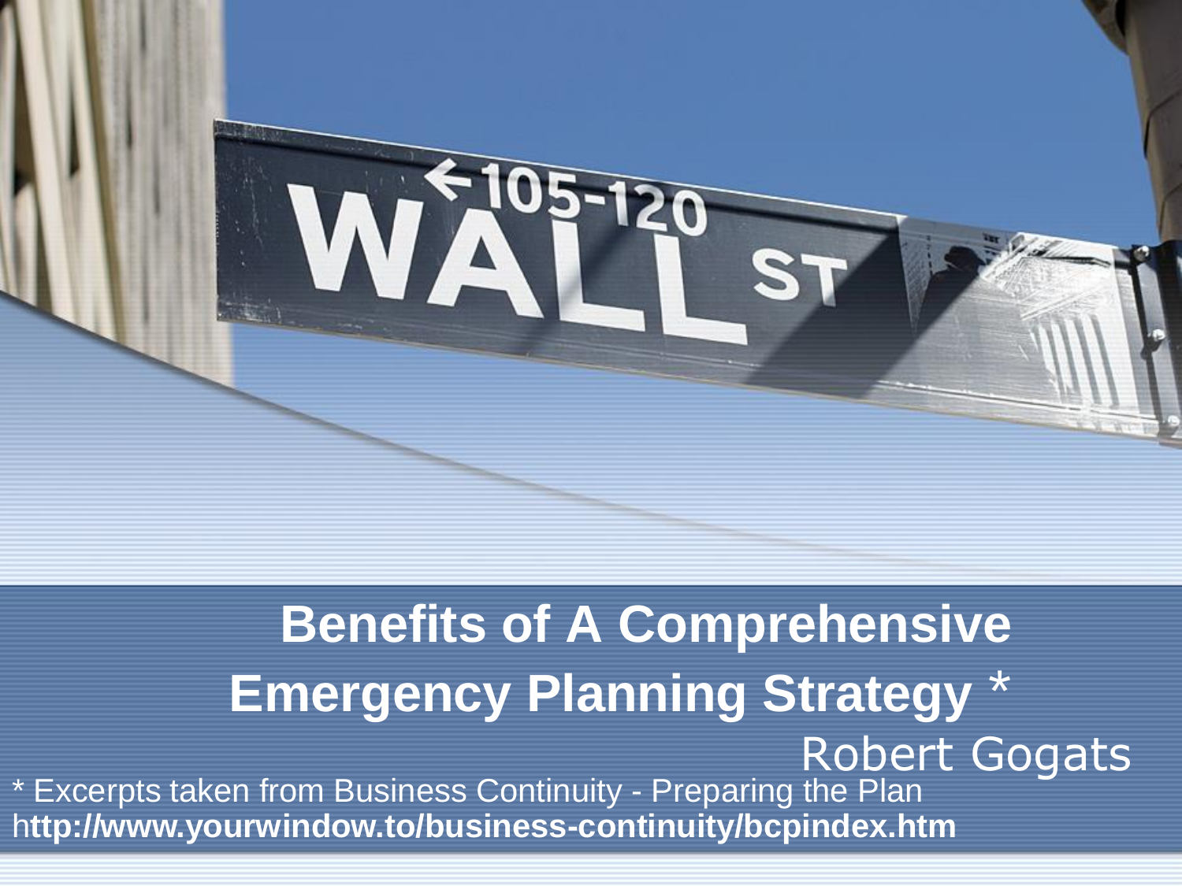# Benefits of A Comprehensive Emergency Planning Strategy *

Robert Gogats

* Excerpts taken from Business Continuity - Preparing the Plan
**http://www.yourwindow.to/business-continuity/bcpindex.htm**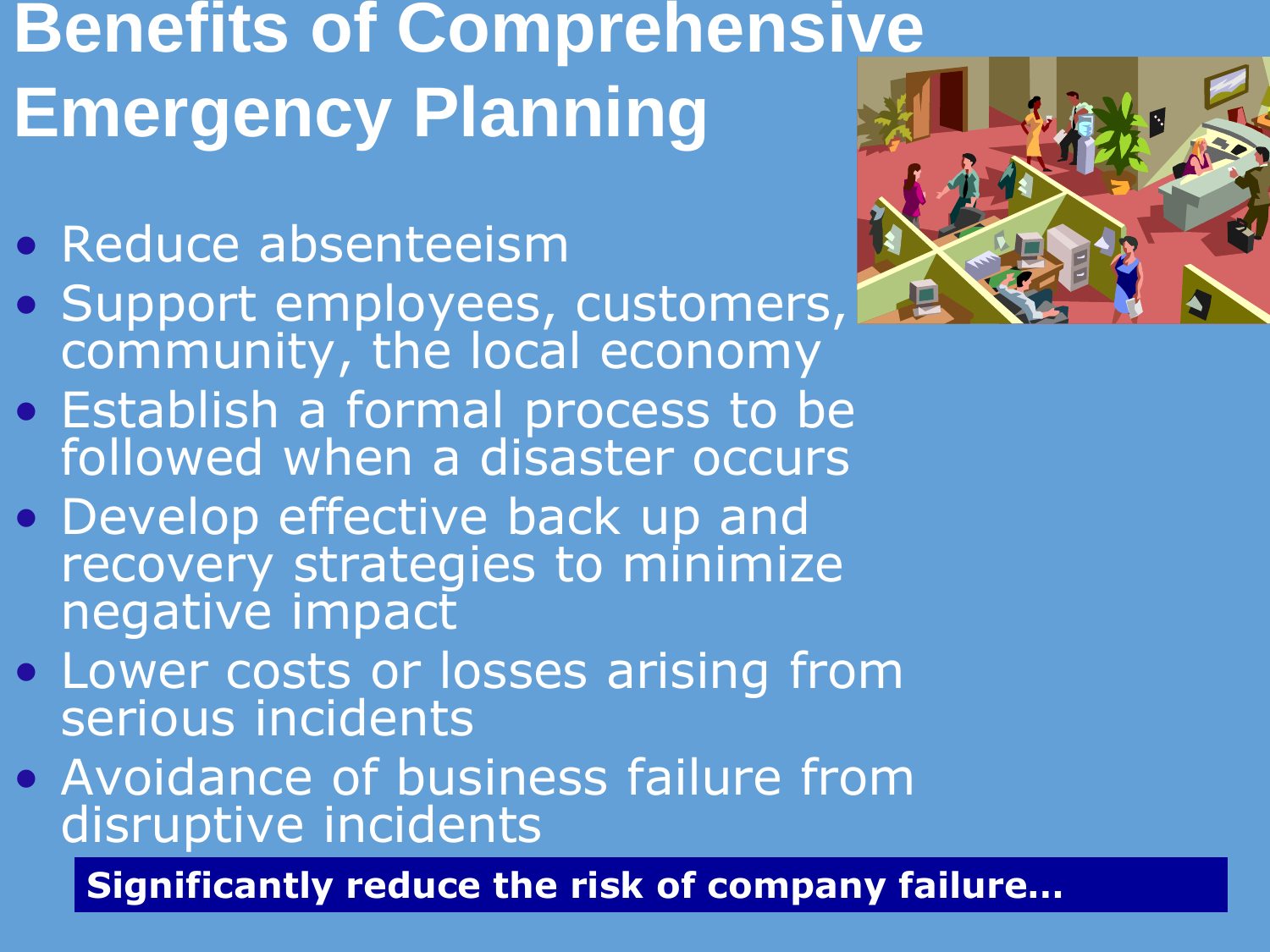# Benefits of Comprehensive Emergency Planning

- Reduce absenteeism
- Support employees, customers, community, the local economy
- Establish a formal process to be followed when a disaster occurs
- Develop effective back up and recovery strategies to minimize negative impact
- Lower costs or losses arising from serious incidents
- Avoidance of business failure from disruptive incidents

**Significantly reduce the risk of company failure…**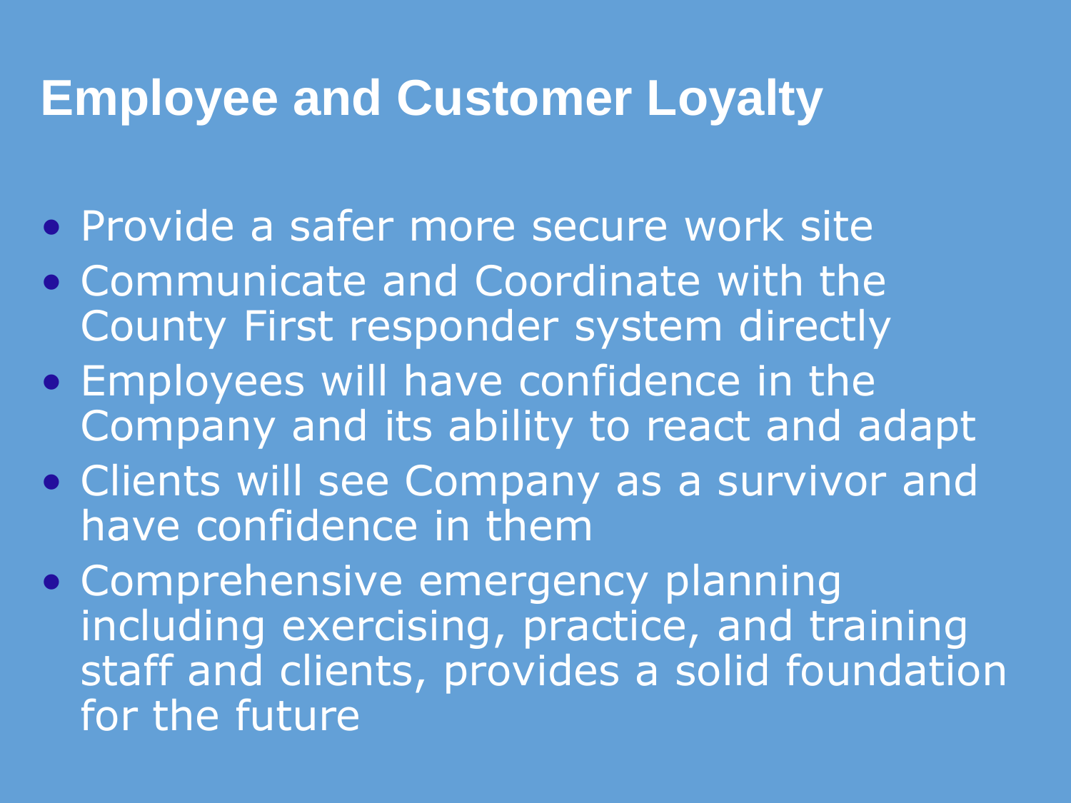# Employee and Customer Loyalty

- Provide a safer more secure work site
- Communicate and Coordinate with the County First responder system directly
- Employees will have confidence in the Company and its ability to react and adapt
- Clients will see Company as a survivor and have confidence in them
- Comprehensive emergency planning including exercising, practice, and training staff and clients, provides a solid foundation for the future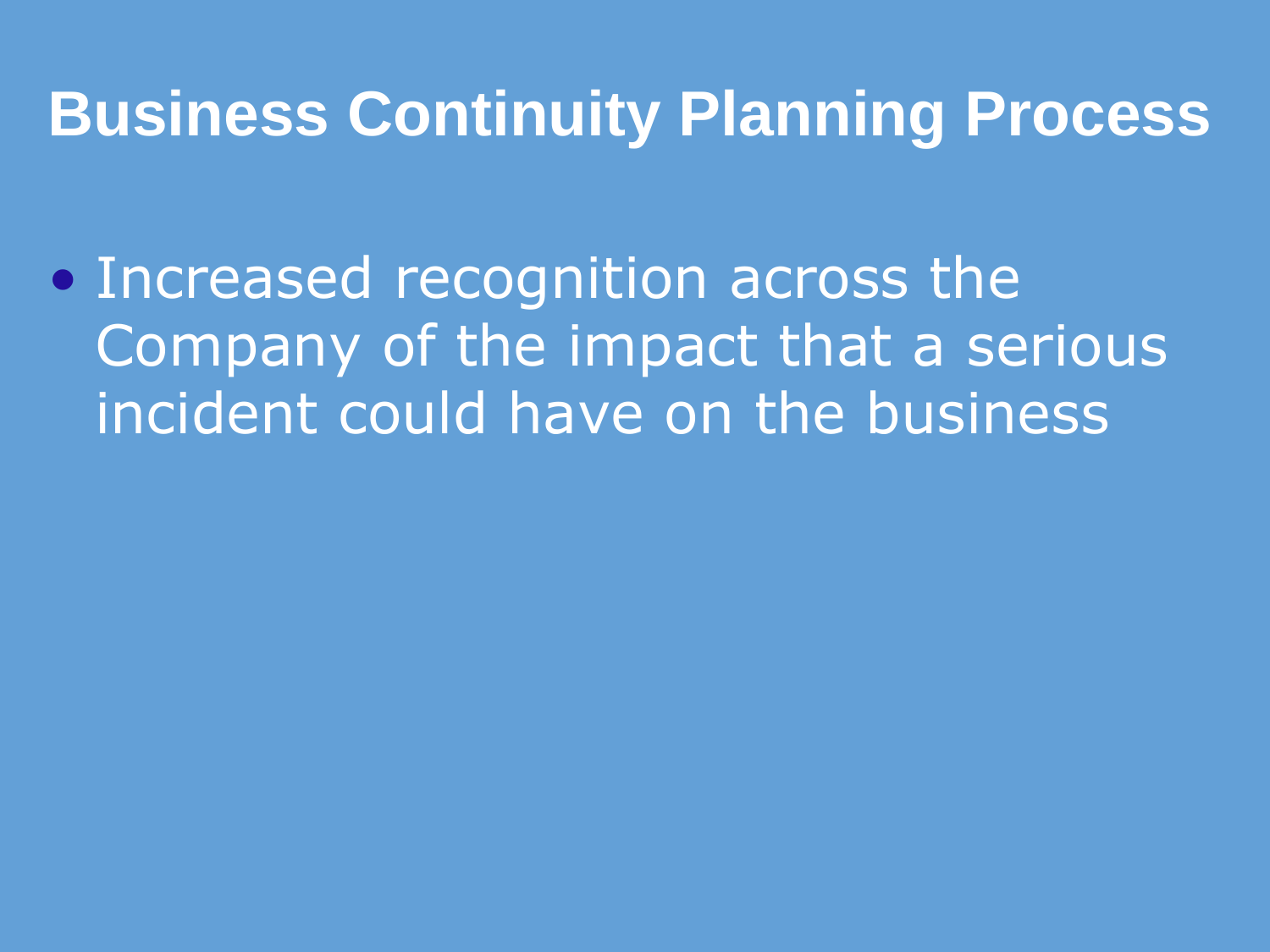# Business Continuity Planning Process

- Increased recognition across the Company of the impact that a serious incident could have on the business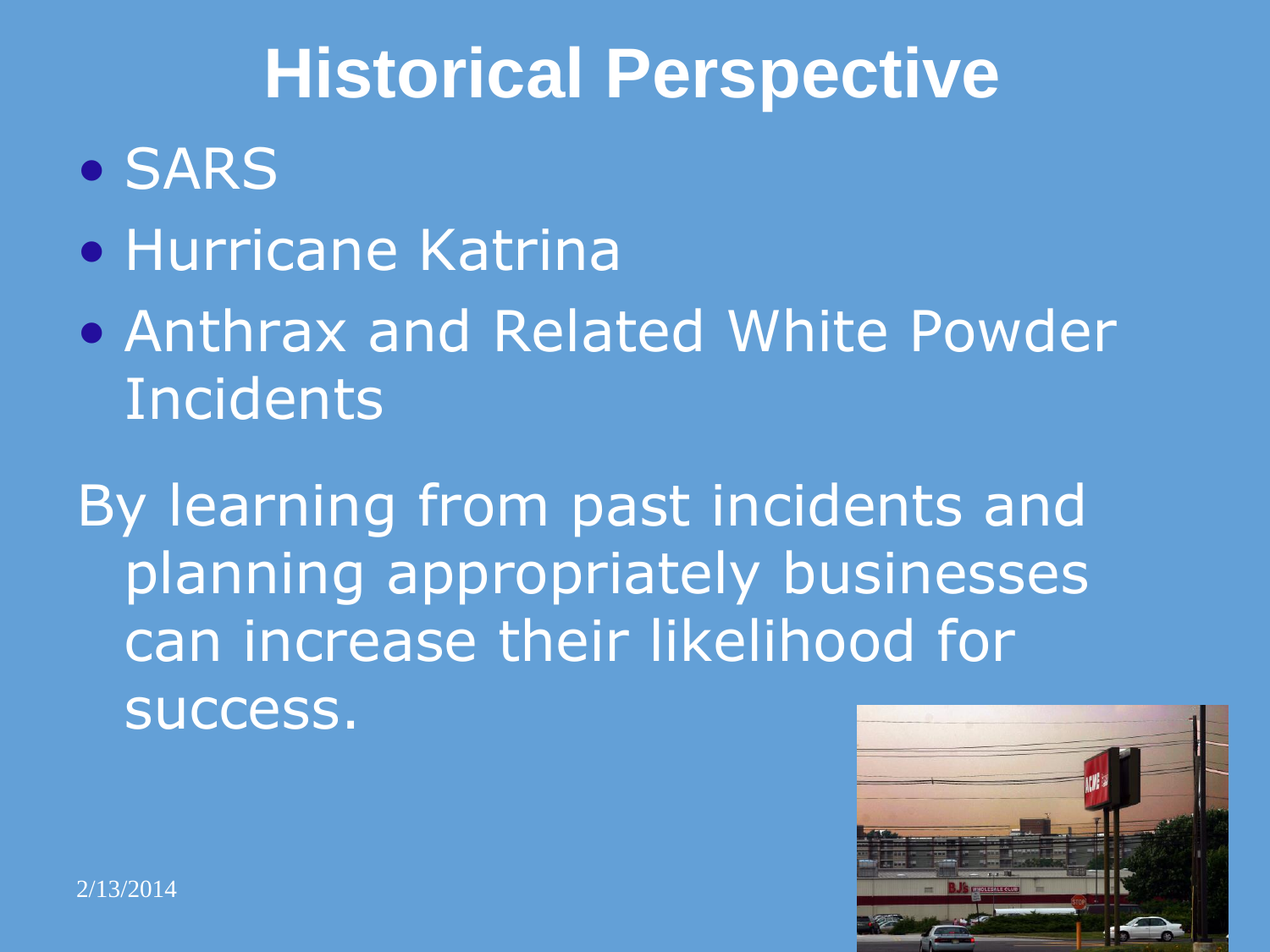# Historical Perspective

- SARS
- Hurricane Katrina
- Anthrax and Related White Powder Incidents

By learning from past incidents and planning appropriately businesses can increase their likelihood for success.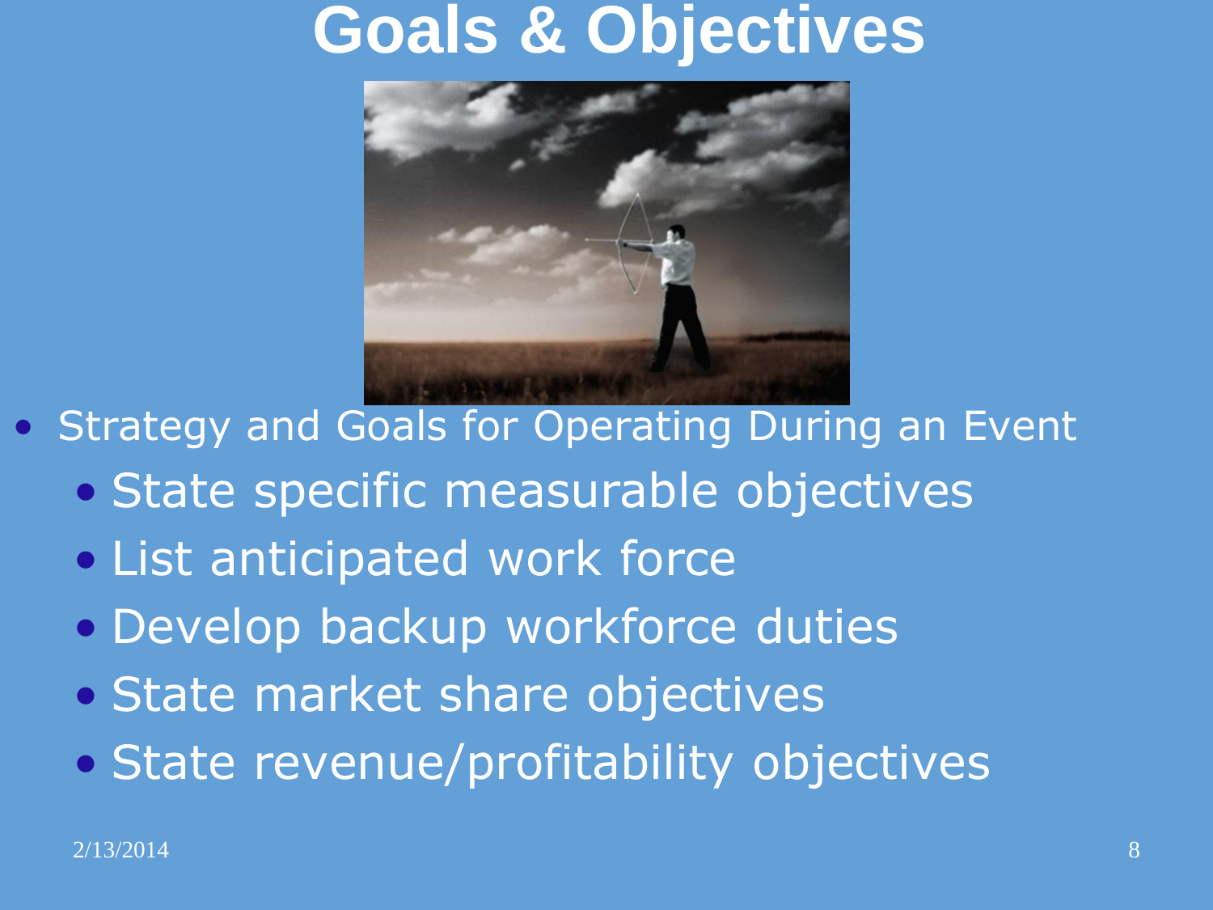# Goals & Objectives

- Strategy and Goals for Operating During an Event
  - State specific measurable objectives
  - List anticipated work force
  - Develop backup workforce duties
  - State market share objectives
  - State revenue/profitability objectives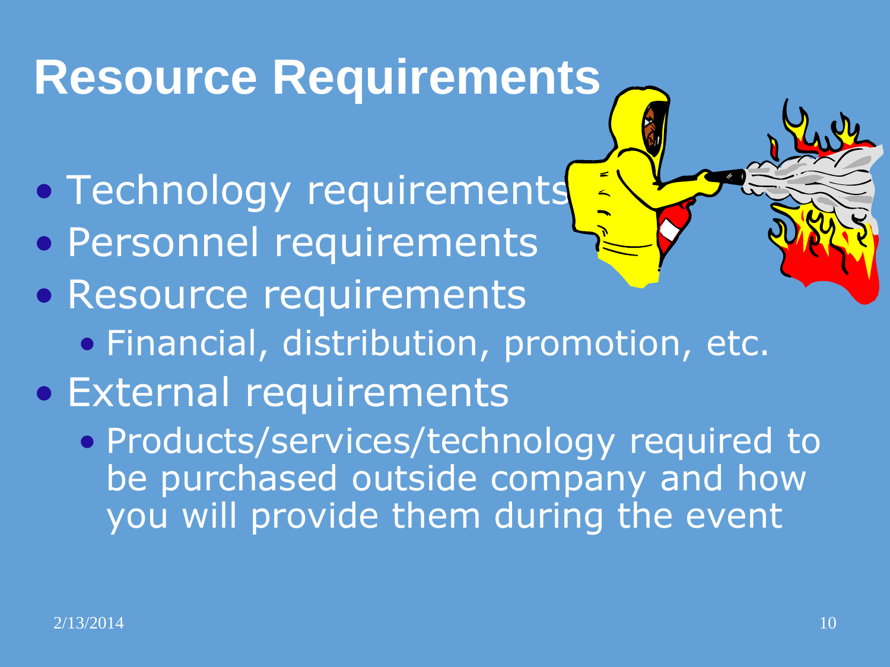# Resource Requirements

- Technology requirements
- Personnel requirements
- Resource requirements
  - Financial, distribution, promotion, etc.
- External requirements
  - Products/services/technology required to be purchased outside company and how you will provide them during the event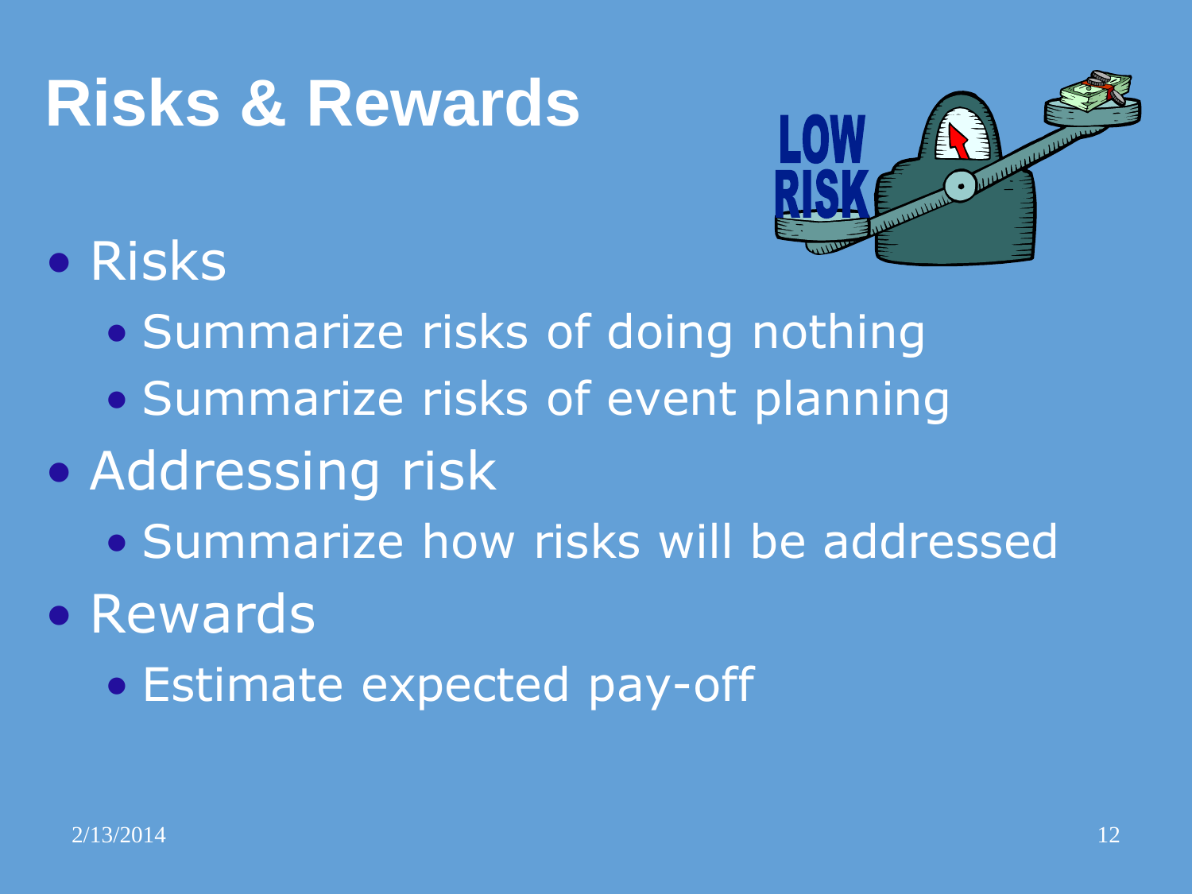# Risks & Rewards

- Risks
  - Summarize risks of doing nothing
  - Summarize risks of event planning
- Addressing risk
  - Summarize how risks will be addressed
- Rewards
  - Estimate expected pay-off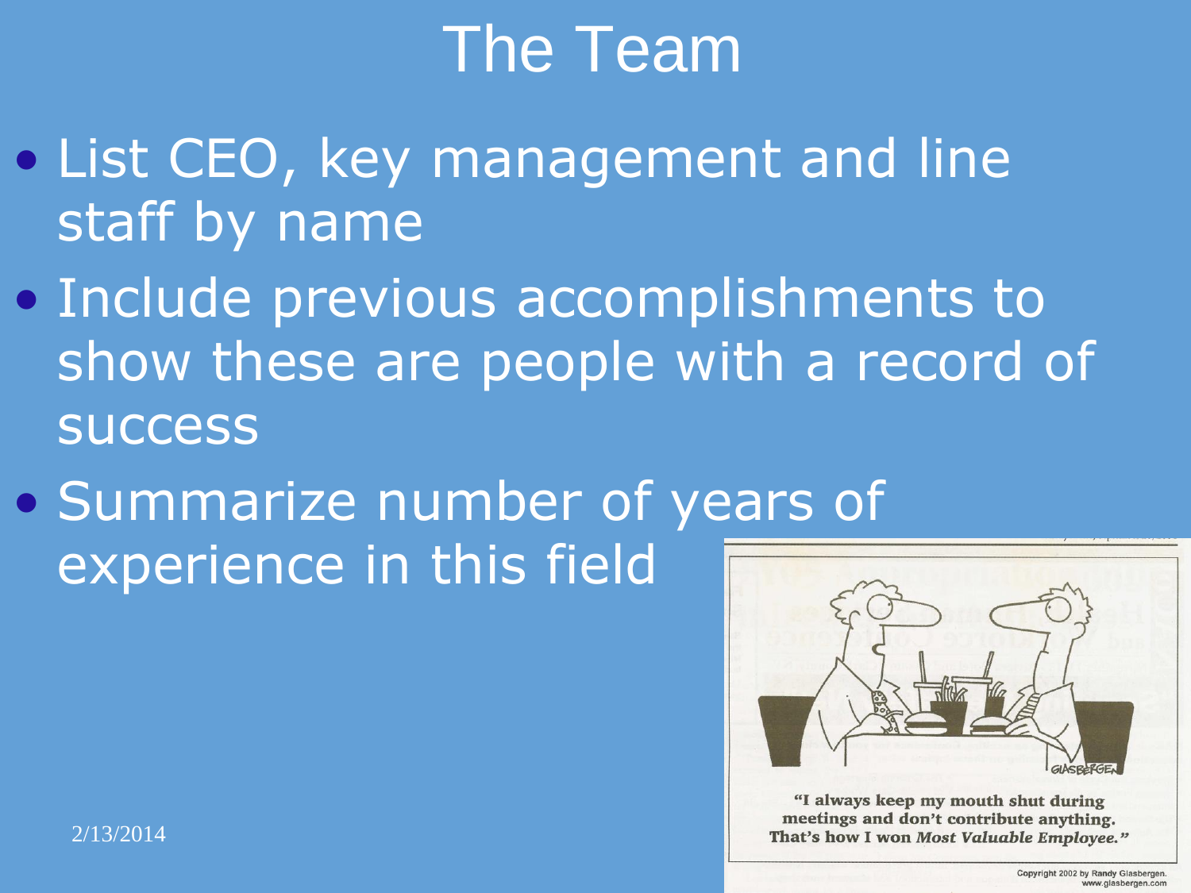# The Team

- List CEO, key management and line staff by name
- Include previous accomplishments to show these are people with a record of success
- Summarize number of years of experience in this field

"I always keep my mouth shut during meetings and don't contribute anything. That's how I won *Most Valuable Employee*."

Copyright 2002 by Randy Glasbergen. www.glasbergen.com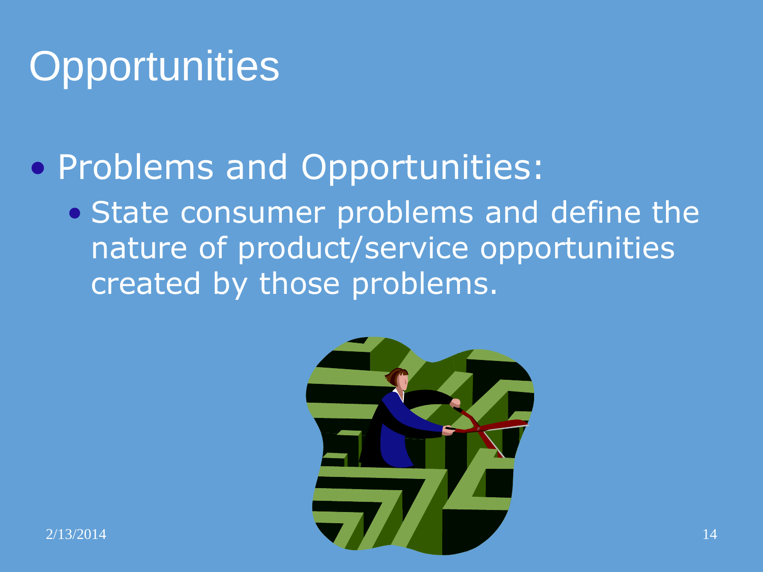# Opportunities

- Problems and Opportunities:
  - State consumer problems and define the nature of product/service opportunities created by those problems.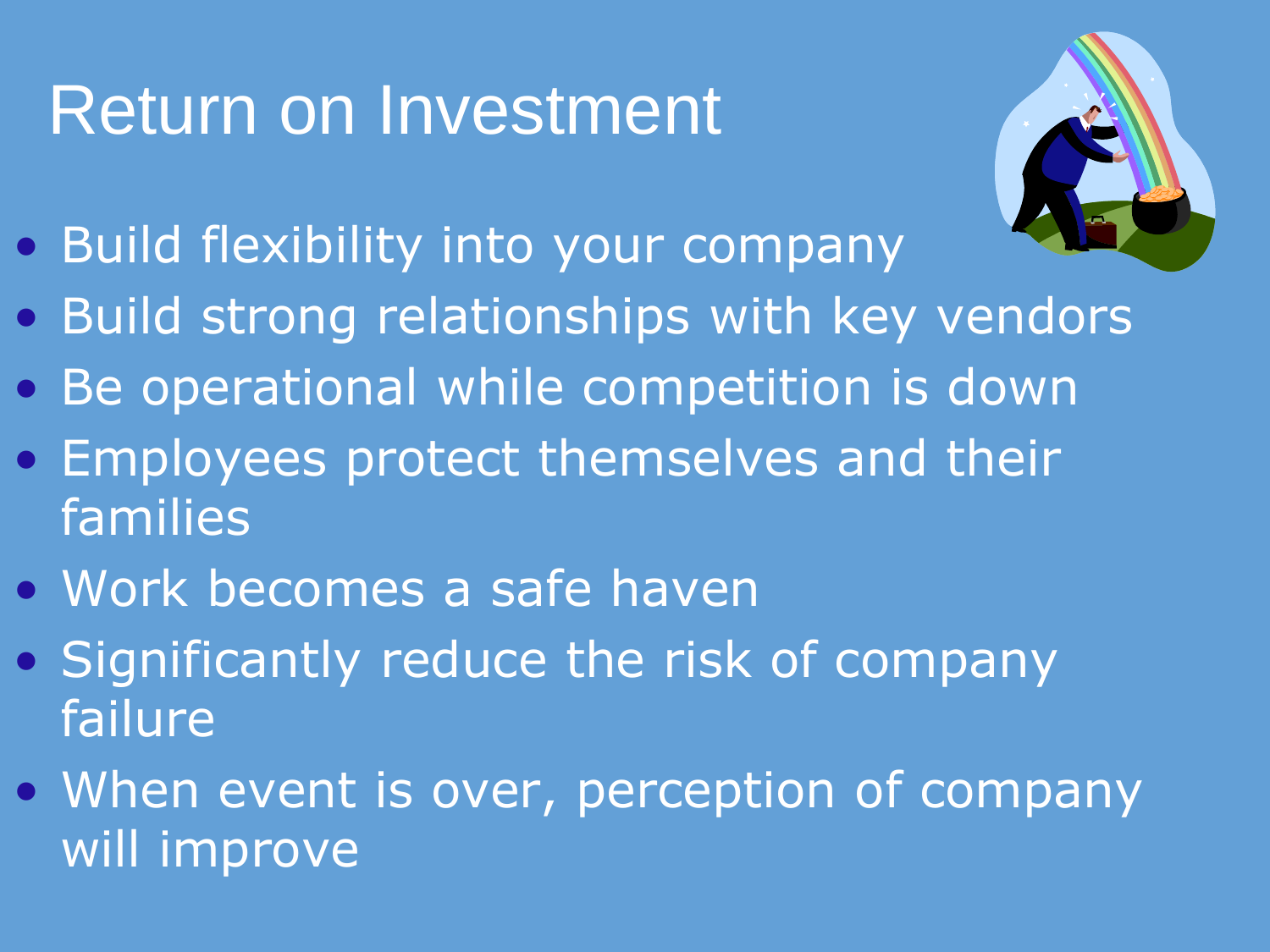# Return on Investment

- Build flexibility into your company
- Build strong relationships with key vendors
- Be operational while competition is down
- Employees protect themselves and their families
- Work becomes a safe haven
- Significantly reduce the risk of company failure
- When event is over, perception of company will improve